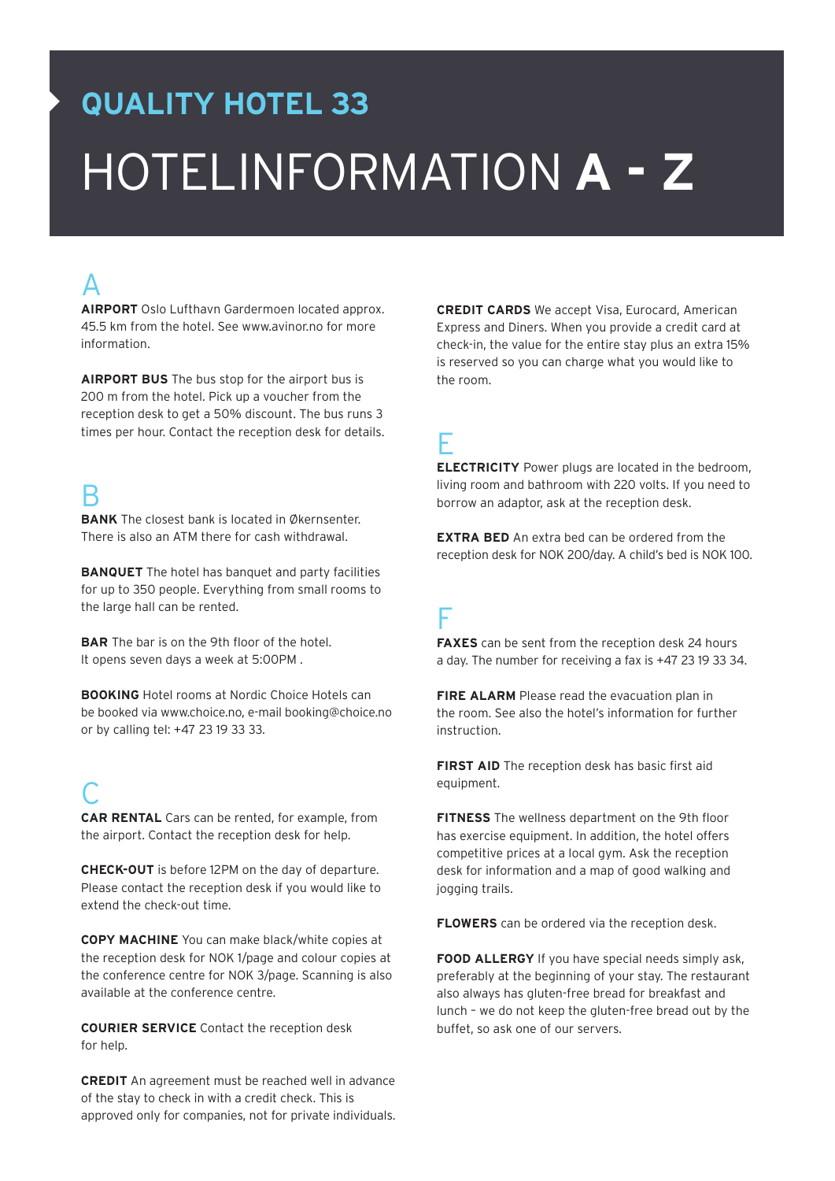# QUALITY HOTEL 33

# HOTELINFORMATION **A - Z**

## A

**AIRPORT** Oslo Lufthavn Gardermoen located approx. 45.5 km from the hotel. See www.avinor.no for more information.

**AIRPORT BUS** The bus stop for the airport bus is 200 m from the hotel. Pick up a voucher from the reception desk to get a 50% discount. The bus runs 3 times per hour. Contact the reception desk for details.

## B

**BANK** The closest bank is located in Økernsenter. There is also an ATM there for cash withdrawal.

**BANQUET** The hotel has banquet and party facilities for up to 350 people. Everything from small rooms to the large hall can be rented.

**BAR** The bar is on the 9th floor of the hotel. It opens seven days a week at 5:00PM .

**BOOKING** Hotel rooms at Nordic Choice Hotels can be booked via www.choice.no, e-mail booking@choice.no or by calling tel: +47 23 19 33 33.

## C

**CAR RENTAL** Cars can be rented, for example, from the airport. Contact the reception desk for help.

**CHECK-OUT** is before 12PM on the day of departure. Please contact the reception desk if you would like to extend the check-out time.

**COPY MACHINE** You can make black/white copies at the reception desk for NOK 1/page and colour copies at the conference centre for NOK 3/page. Scanning is also available at the conference centre.

**COURIER SERVICE** Contact the reception desk for help.

**CREDIT** An agreement must be reached well in advance of the stay to check in with a credit check. This is approved only for companies, not for private individuals.

**CREDIT CARDS** We accept Visa, Eurocard, American Express and Diners. When you provide a credit card at check-in, the value for the entire stay plus an extra 15% is reserved so you can charge what you would like to the room.

## E

**ELECTRICITY** Power plugs are located in the bedroom, living room and bathroom with 220 volts. If you need to borrow an adaptor, ask at the reception desk.

**EXTRA BED** An extra bed can be ordered from the reception desk for NOK 200/day. A child's bed is NOK 100.

## F

**FAXES** can be sent from the reception desk 24 hours a day. The number for receiving a fax is +47 23 19 33 34.

**FIRE ALARM** Please read the evacuation plan in the room. See also the hotel's information for further instruction.

**FIRST AID** The reception desk has basic first aid equipment.

**FITNESS** The wellness department on the 9th floor has exercise equipment. In addition, the hotel offers competitive prices at a local gym. Ask the reception desk for information and a map of good walking and jogging trails.

**FLOWERS** can be ordered via the reception desk.

**FOOD ALLERGY** If you have special needs simply ask, preferably at the beginning of your stay. The restaurant also always has gluten-free bread for breakfast and lunch – we do not keep the gluten-free bread out by the buffet, so ask one of our servers.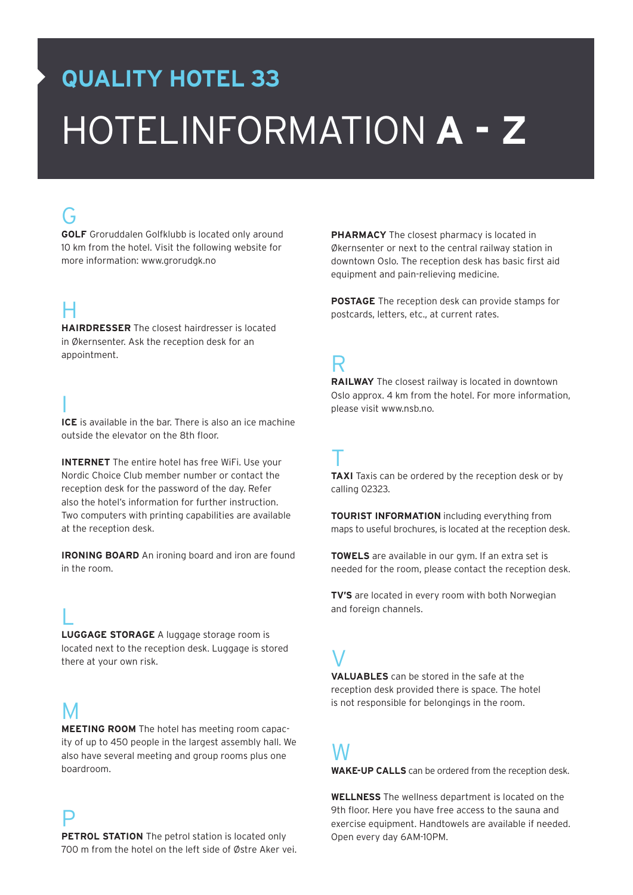# QUALITY HOTEL 33

# HOTELINFORMATION **A - Z**

## G

**GOLF** Groruddalen Golfklubb is located only around 10 km from the hotel. Visit the following website for more information: www.grorudgk.no

## H

**HAIRDRESSER** The closest hairdresser is located in Økernsenter. Ask the reception desk for an appointment.

## I

**ICE** is available in the bar. There is also an ice machine outside the elevator on the 8th floor.

**INTERNET** The entire hotel has free WiFi. Use your Nordic Choice Club member number or contact the reception desk for the password of the day. Refer also the hotel's information for further instruction. Two computers with printing capabilities are available at the reception desk.

**IRONING BOARD** An ironing board and iron are found in the room.

## L

**LUGGAGE STORAGE** A luggage storage room is located next to the reception desk. Luggage is stored there at your own risk.

## M

**MEETING ROOM** The hotel has meeting room capacity of up to 450 people in the largest assembly hall. We also have several meeting and group rooms plus one boardroom.

## P

**PETROL STATION** The petrol station is located only 700 m from the hotel on the left side of Østre Aker vei.

**PHARMACY** The closest pharmacy is located in Økernsenter or next to the central railway station in downtown Oslo. The reception desk has basic first aid equipment and pain-relieving medicine.

**POSTAGE** The reception desk can provide stamps for postcards, letters, etc., at current rates.

## R

**RAILWAY** The closest railway is located in downtown Oslo approx. 4 km from the hotel. For more information, please visit www.nsb.no.

## T

**TAXI** Taxis can be ordered by the reception desk or by calling 02323.

**TOURIST INFORMATION** including everything from maps to useful brochures, is located at the reception desk.

**TOWELS** are available in our gym. If an extra set is needed for the room, please contact the reception desk.

**TV'S** are located in every room with both Norwegian and foreign channels.

## V

**VALUABLES** can be stored in the safe at the reception desk provided there is space. The hotel is not responsible for belongings in the room.

## W

**WAKE-UP CALLS** can be ordered from the reception desk.

**WELLNESS** The wellness department is located on the 9th floor. Here you have free access to the sauna and exercise equipment. Handtowels are available if needed. Open every day 6AM-10PM.